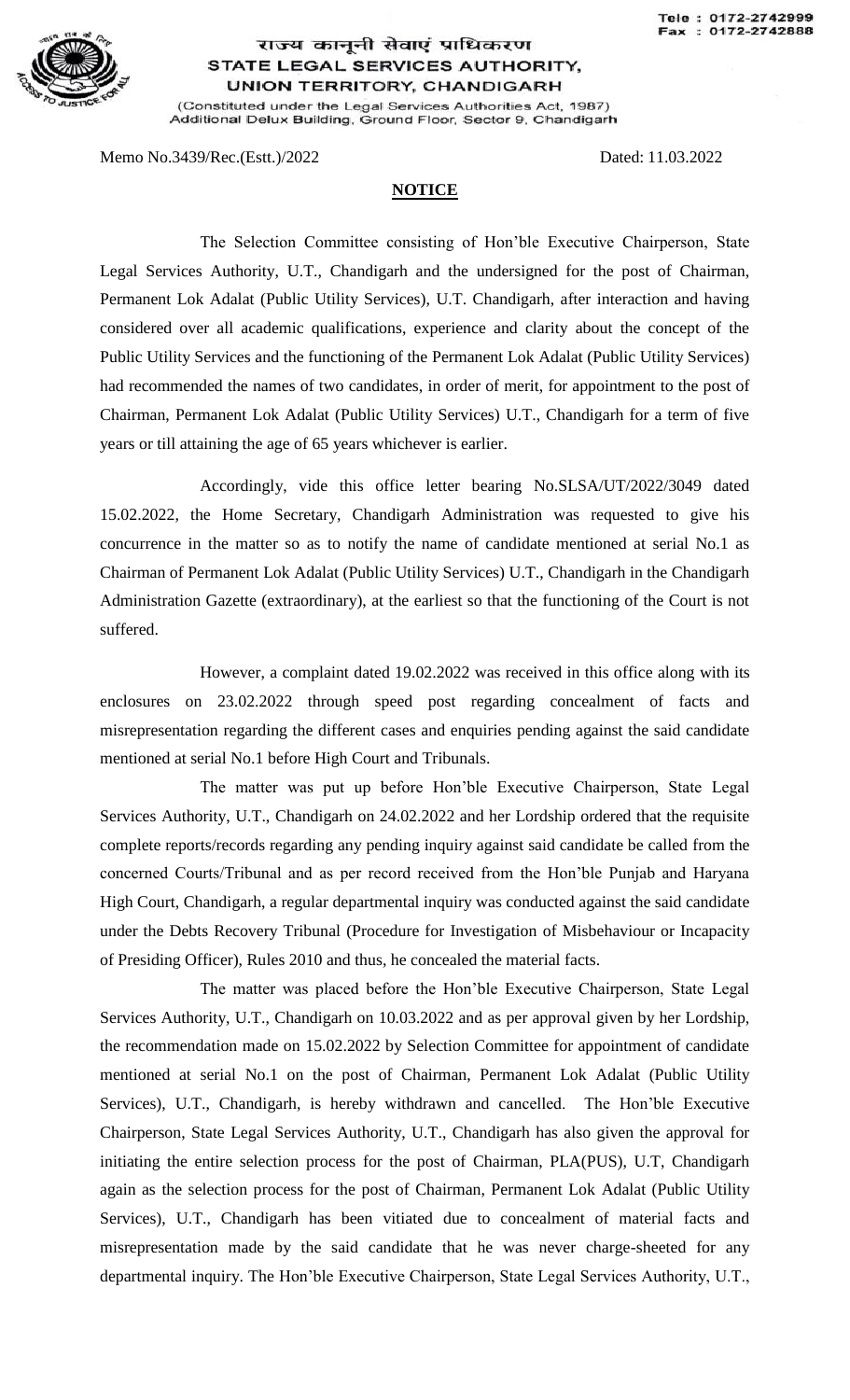Tele : 0172-2742999
Fax : 0172-2742888

राज्य कानूनी सेवाएं प्राधिकरण
**STATE LEGAL SERVICES AUTHORITY,**
**UNION TERRITORY, CHANDIGARH**
(Constituted under the Legal Services Authorities Act, 1987)
Additional Delux Building, Ground Floor, Sector 9, Chandigarh

Memo No.3439/Rec.(Estt.)/2022 Dated: 11.03.2022

## NOTICE

The Selection Committee consisting of Hon'ble Executive Chairperson, State Legal Services Authority, U.T., Chandigarh and the undersigned for the post of Chairman, Permanent Lok Adalat (Public Utility Services), U.T. Chandigarh, after interaction and having considered over all academic qualifications, experience and clarity about the concept of the Public Utility Services and the functioning of the Permanent Lok Adalat (Public Utility Services) had recommended the names of two candidates, in order of merit, for appointment to the post of Chairman, Permanent Lok Adalat (Public Utility Services) U.T., Chandigarh for a term of five years or till attaining the age of 65 years whichever is earlier.

Accordingly, vide this office letter bearing No.SLSA/UT/2022/3049 dated 15.02.2022, the Home Secretary, Chandigarh Administration was requested to give his concurrence in the matter so as to notify the name of candidate mentioned at serial No.1 as Chairman of Permanent Lok Adalat (Public Utility Services) U.T., Chandigarh in the Chandigarh Administration Gazette (extraordinary), at the earliest so that the functioning of the Court is not suffered.

However, a complaint dated 19.02.2022 was received in this office along with its enclosures on 23.02.2022 through speed post regarding concealment of facts and misrepresentation regarding the different cases and enquiries pending against the said candidate mentioned at serial No.1 before High Court and Tribunals.

The matter was put up before Hon'ble Executive Chairperson, State Legal Services Authority, U.T., Chandigarh on 24.02.2022 and her Lordship ordered that the requisite complete reports/records regarding any pending inquiry against said candidate be called from the concerned Courts/Tribunal and as per record received from the Hon'ble Punjab and Haryana High Court, Chandigarh, a regular departmental inquiry was conducted against the said candidate under the Debts Recovery Tribunal (Procedure for Investigation of Misbehaviour or Incapacity of Presiding Officer), Rules 2010 and thus, he concealed the material facts.

The matter was placed before the Hon'ble Executive Chairperson, State Legal Services Authority, U.T., Chandigarh on 10.03.2022 and as per approval given by her Lordship, the recommendation made on 15.02.2022 by Selection Committee for appointment of candidate mentioned at serial No.1 on the post of Chairman, Permanent Lok Adalat (Public Utility Services), U.T., Chandigarh, is hereby withdrawn and cancelled. The Hon'ble Executive Chairperson, State Legal Services Authority, U.T., Chandigarh has also given the approval for initiating the entire selection process for the post of Chairman, PLA(PUS), U.T, Chandigarh again as the selection process for the post of Chairman, Permanent Lok Adalat (Public Utility Services), U.T., Chandigarh has been vitiated due to concealment of material facts and misrepresentation made by the said candidate that he was never charge-sheeted for any departmental inquiry. The Hon'ble Executive Chairperson, State Legal Services Authority, U.T.,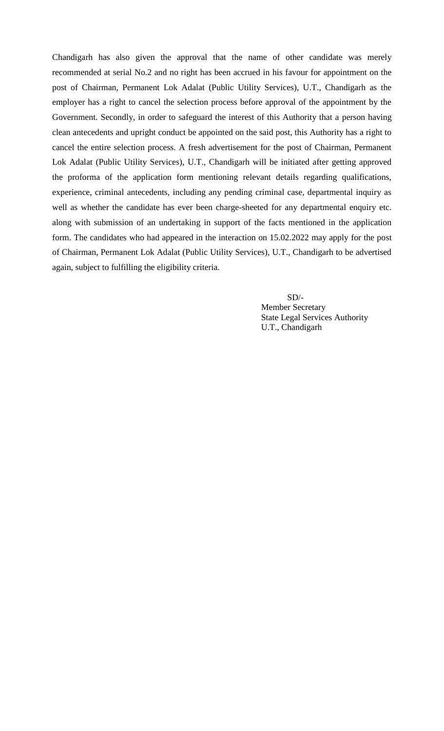Chandigarh has also given the approval that the name of other candidate was merely recommended at serial No.2 and no right has been accrued in his favour for appointment on the post of Chairman, Permanent Lok Adalat (Public Utility Services), U.T., Chandigarh as the employer has a right to cancel the selection process before approval of the appointment by the Government. Secondly, in order to safeguard the interest of this Authority that a person having clean antecedents and upright conduct be appointed on the said post, this Authority has a right to cancel the entire selection process. A fresh advertisement for the post of Chairman, Permanent Lok Adalat (Public Utility Services), U.T., Chandigarh will be initiated after getting approved the proforma of the application form mentioning relevant details regarding qualifications, experience, criminal antecedents, including any pending criminal case, departmental inquiry as well as whether the candidate has ever been charge-sheeted for any departmental enquiry etc. along with submission of an undertaking in support of the facts mentioned in the application form. The candidates who had appeared in the interaction on 15.02.2022 may apply for the post of Chairman, Permanent Lok Adalat (Public Utility Services), U.T., Chandigarh to be advertised again, subject to fulfilling the eligibility criteria.

SD/-
Member Secretary
State Legal Services Authority
U.T., Chandigarh